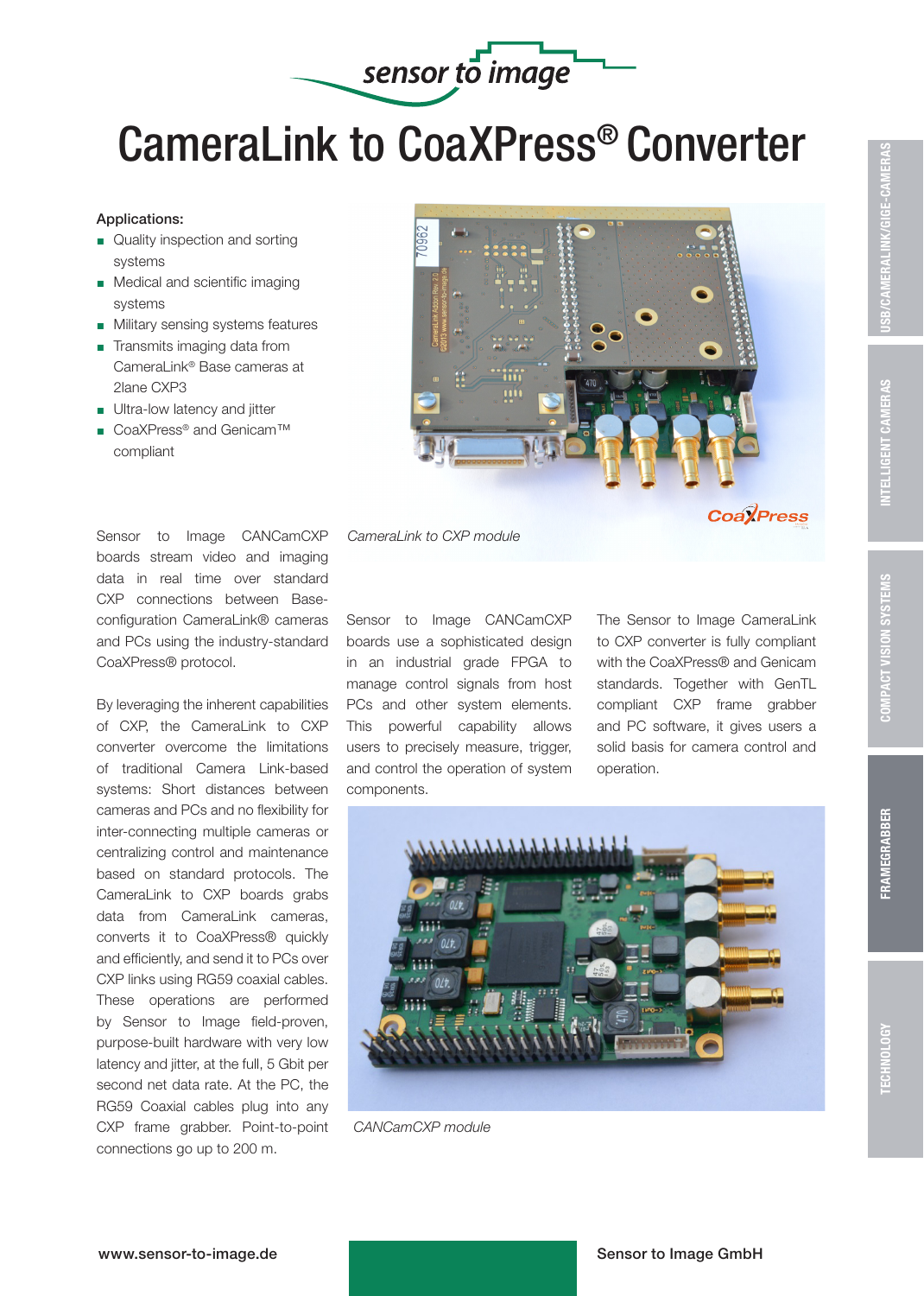sensor to image

# CameraLink to CoaXPress® Converter

**Applications:**

- Quality inspection and sorting systems
- Medical and scientific imaging systems
- Military sensing systems features
- Transmits imaging data from CameraLink® Base cameras at 2lane CXP3
- Ultra-low latency and jitter
- CoaXPress® and Genicam™ compliant

*CameraLink to CXP module*

Sensor to Image CANCamCXP boards stream video and imaging data in real time over standard CXP connections between Base-configuration CameraLink® cameras and PCs using the industry-standard CoaXPress® protocol.

By leveraging the inherent capabilities of CXP, the CameraLink to CXP converter overcome the limitations of traditional Camera Link-based systems: Short distances between cameras and PCs and no flexibility for inter-connecting multiple cameras or centralizing control and maintenance based on standard protocols. The CameraLink to CXP boards grabs data from CameraLink cameras, converts it to CoaXPress® quickly and efficiently, and send it to PCs over CXP links using RG59 coaxial cables. These operations are performed by Sensor to Image field-proven, purpose-built hardware with very low latency and jitter, at the full, 5 Gbit per second net data rate. At the PC, the RG59 Coaxial cables plug into any CXP frame grabber. Point-to-point connections go up to 200 m.

Sensor to Image CANCamCXP boards use a sophisticated design in an industrial grade FPGA to manage control signals from host PCs and other system elements. This powerful capability allows users to precisely measure, trigger, and control the operation of system components.

The Sensor to Image CameraLink to CXP converter is fully compliant with the CoaXPress® and Genicam standards. Together with GenTL compliant CXP frame grabber and PC software, it gives users a solid basis for camera control and operation.

*CANCamCXP module*

www.sensor-to-image.de

Sensor to Image GmbH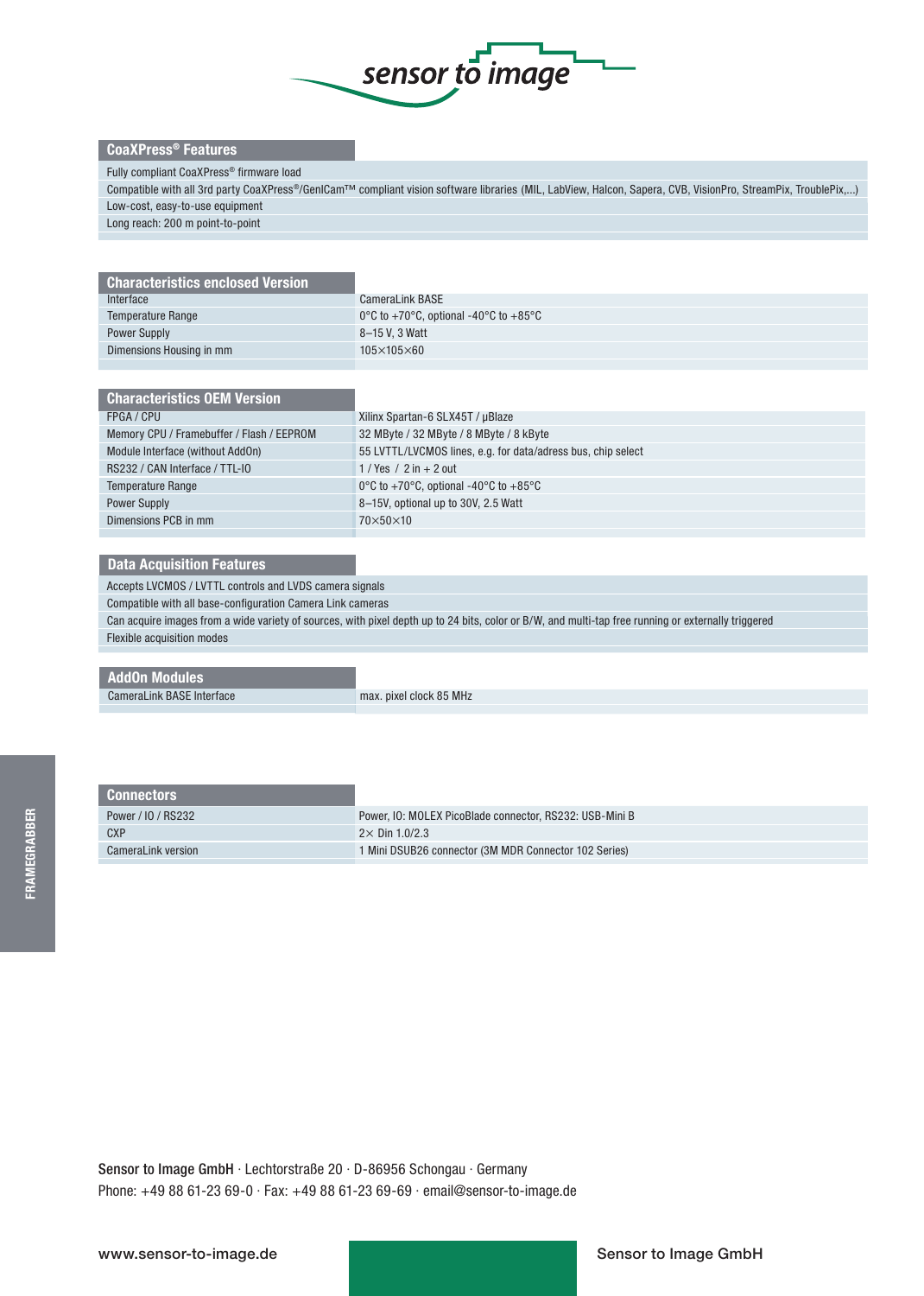## CoaXPress® Features

- Fully compliant CoaXPress® firmware load
- Compatible with all 3rd party CoaXPress®/GenICam™ compliant vision software libraries (MIL, LabView, Halcon, Sapera, CVB, VisionPro, StreamPix, TroublePix,...)
- Low-cost, easy-to-use equipment
- Long reach: 200 m point-to-point

## Characteristics enclosed Version

| | |
|---|---|
| Interface | CameraLink BASE |
| Temperature Range | 0°C to +70°C, optional -40°C to +85°C |
| Power Supply | 8–15 V, 3 Watt |
| Dimensions Housing in mm | 105×105×60 |

## Characteristics OEM Version

| | |
|---|---|
| FPGA / CPU | Xilinx Spartan-6 SLX45T / µBlaze |
| Memory CPU / Framebuffer / Flash / EEPROM | 32 MByte / 32 MByte / 8 MByte / 8 kByte |
| Module Interface (without AddOn) | 55 LVTTL/LVCMOS lines, e.g. for data/adress bus, chip select |
| RS232 / CAN Interface / TTL-IO | 1 / Yes / 2 in + 2 out |
| Temperature Range | 0°C to +70°C, optional -40°C to +85°C |
| Power Supply | 8–15V, optional up to 30V, 2.5 Watt |
| Dimensions PCB in mm | 70×50×10 |

## Data Acquisition Features

- Accepts LVCMOS / LVTTL controls and LVDS camera signals
- Compatible with all base-configuration Camera Link cameras
- Can acquire images from a wide variety of sources, with pixel depth up to 24 bits, color or B/W, and multi-tap free running or externally triggered
- Flexible acquisition modes

## AddOn Modules

| | |
|---|---|
| CameraLink BASE Interface | max. pixel clock 85 MHz |

## Connectors

| | |
|---|---|
| Power / IO / RS232 | Power, IO: MOLEX PicoBlade connector, RS232: USB-Mini B |
| CXP | 2× Din 1.0/2.3 |
| CameraLink version | 1 Mini DSUB26 connector (3M MDR Connector 102 Series) |

**Sensor to Image GmbH** · Lechtorstraße 20 · D-86956 Schongau · Germany
Phone: +49 88 61-23 69-0 · Fax: +49 88 61-23 69-69 · email@sensor-to-image.de